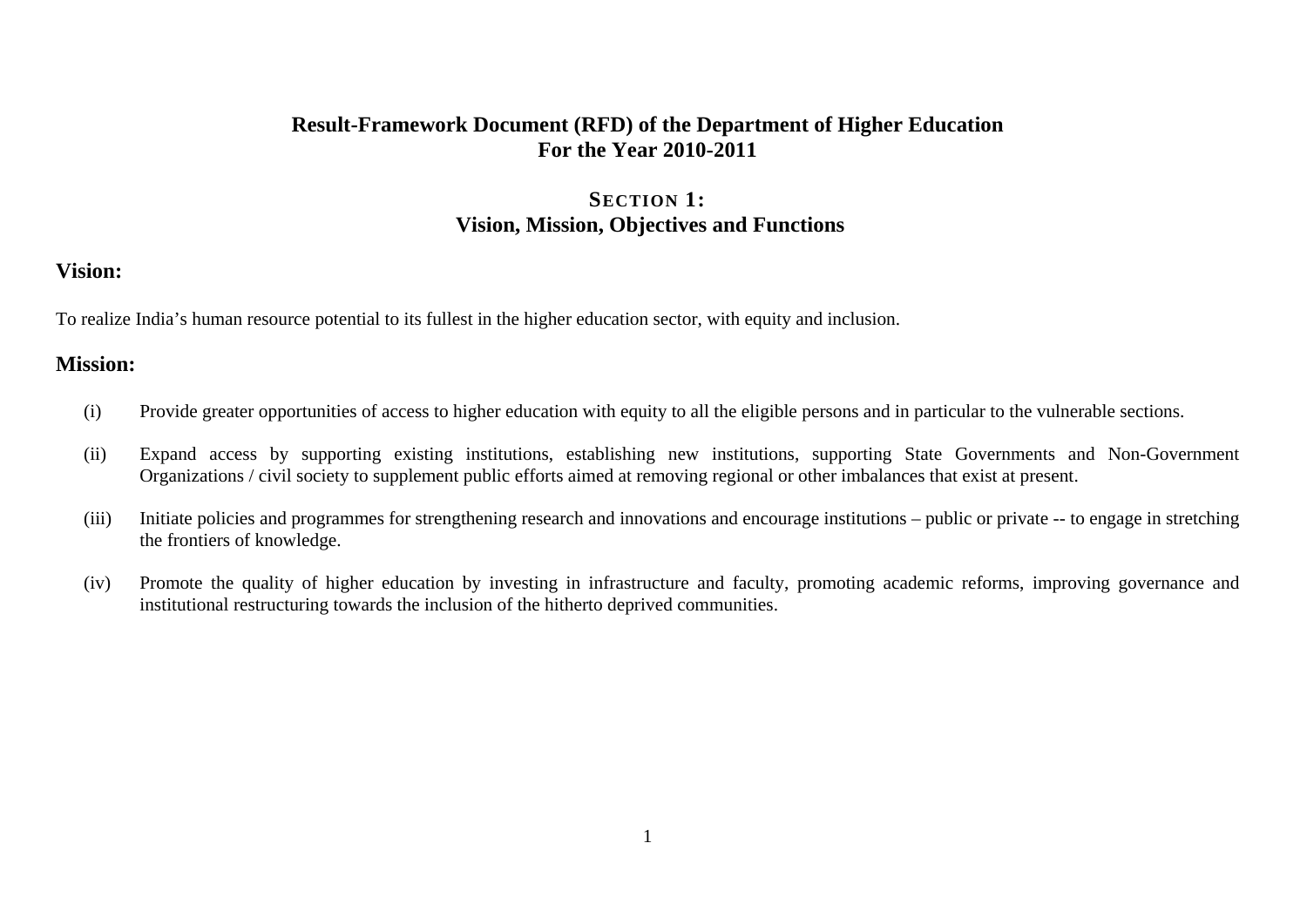# Result-Framework Document (RFD) of the Department of Higher Education For the Year 2010-2011

## SECTION 1: Vision, Mission, Objectives and Functions

### Vision:

To realize India's human resource potential to its fullest in the higher education sector, with equity and inclusion.

### Mission:

(i) Provide greater opportunities of access to higher education with equity to all the eligible persons and in particular to the vulnerable sections.

(ii) Expand access by supporting existing institutions, establishing new institutions, supporting State Governments and Non-Government Organizations / civil society to supplement public efforts aimed at removing regional or other imbalances that exist at present.

(iii) Initiate policies and programmes for strengthening research and innovations and encourage institutions – public or private -- to engage in stretching the frontiers of knowledge.

(iv) Promote the quality of higher education by investing in infrastructure and faculty, promoting academic reforms, improving governance and institutional restructuring towards the inclusion of the hitherto deprived communities.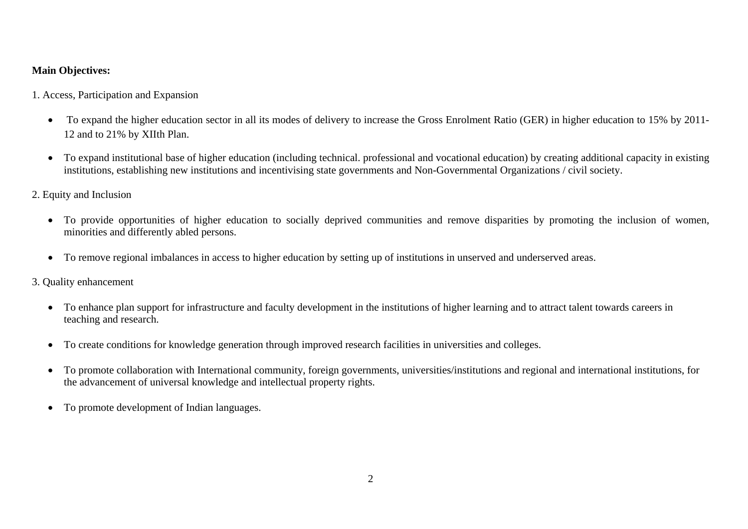**Main Objectives:**

1. Access, Participation and Expansion

- To expand the higher education sector in all its modes of delivery to increase the Gross Enrolment Ratio (GER) in higher education to 15% by 2011-12 and to 21% by XIIth Plan.
- To expand institutional base of higher education (including technical. professional and vocational education) by creating additional capacity in existing institutions, establishing new institutions and incentivising state governments and Non-Governmental Organizations / civil society.

2. Equity and Inclusion

- To provide opportunities of higher education to socially deprived communities and remove disparities by promoting the inclusion of women, minorities and differently abled persons.
- To remove regional imbalances in access to higher education by setting up of institutions in unserved and underserved areas.

3. Quality enhancement

- To enhance plan support for infrastructure and faculty development in the institutions of higher learning and to attract talent towards careers in teaching and research.
- To create conditions for knowledge generation through improved research facilities in universities and colleges.
- To promote collaboration with International community, foreign governments, universities/institutions and regional and international institutions, for the advancement of universal knowledge and intellectual property rights.
- To promote development of Indian languages.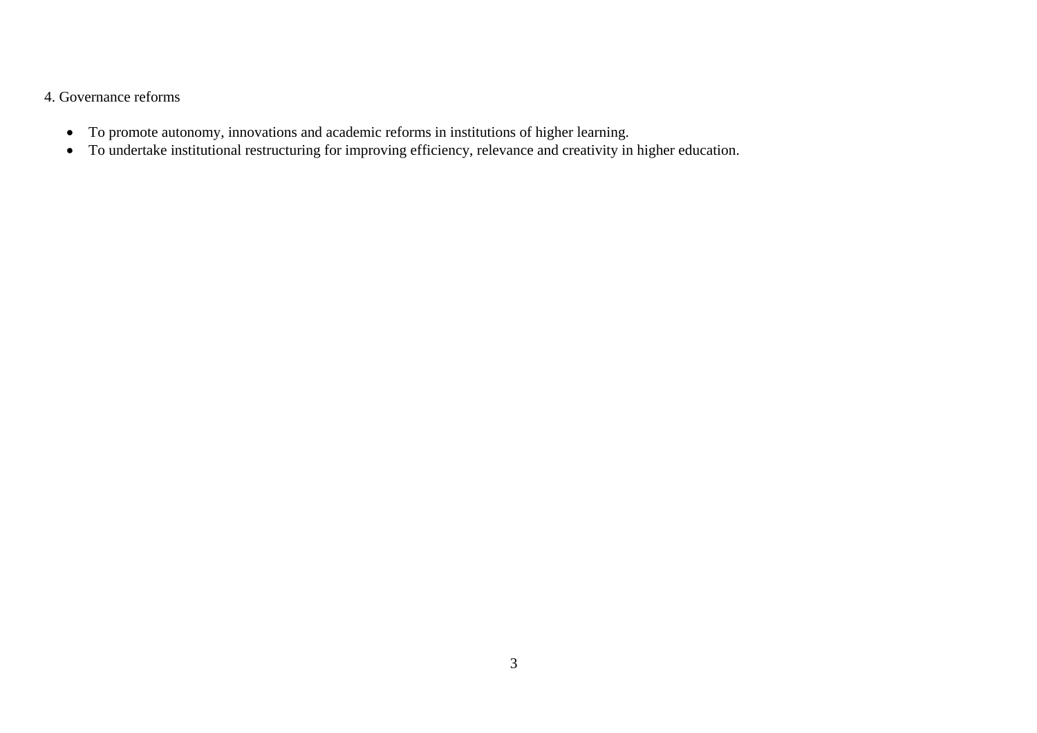4. Governance reforms

- To promote autonomy, innovations and academic reforms in institutions of higher learning.
- To undertake institutional restructuring for improving efficiency, relevance and creativity in higher education.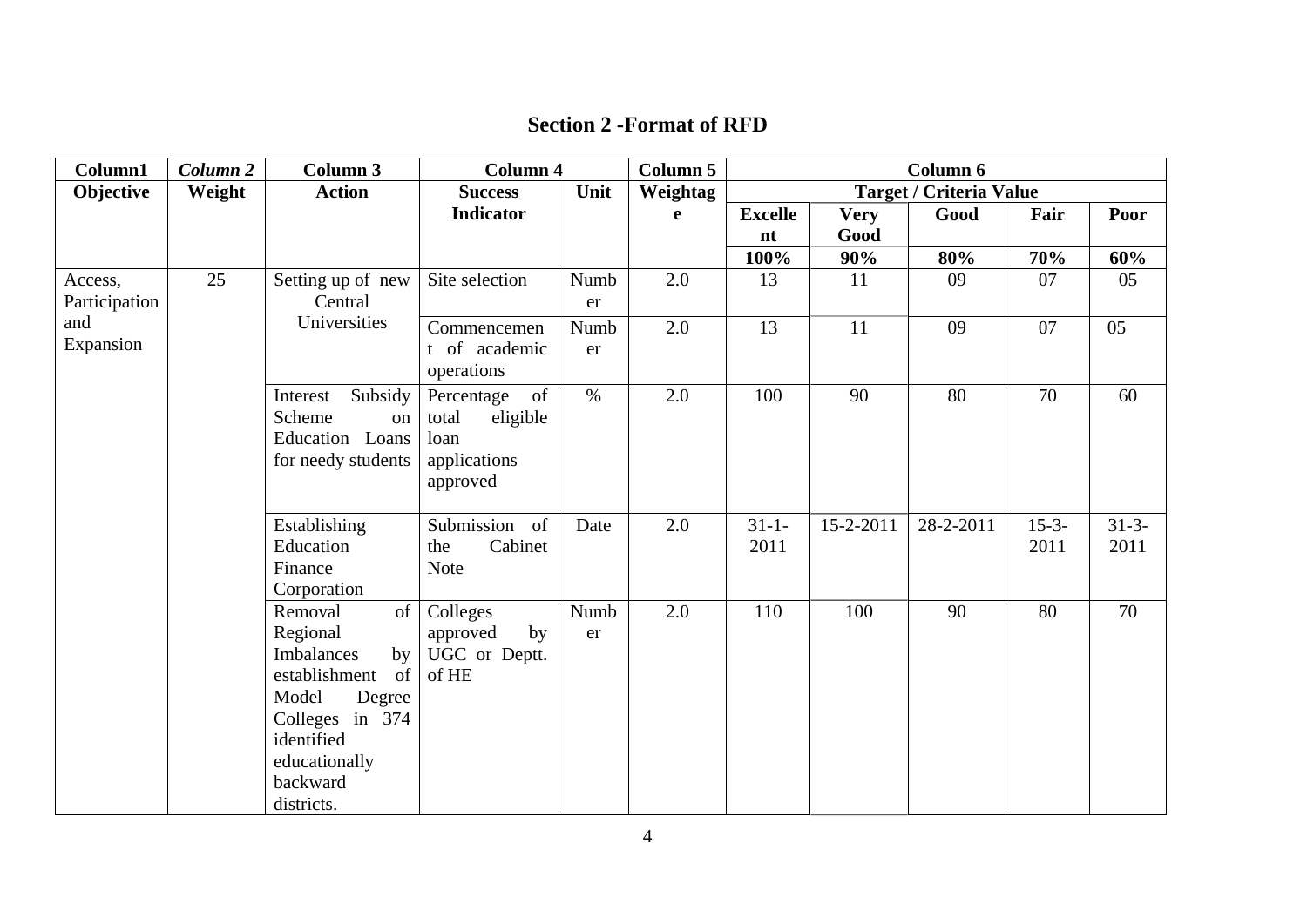## Section 2 -Format of RFD

| Column1 | *Column 2* | Column 3 | Column 4 | | Column 5 | Column 6 | | | | |
|---|---|---|---|---|---|---|---|---|---|---|
| **Objective** | **Weight** | **Action** | **Success Indicator** | **Unit** | **Weightage** | **Target / Criteria Value** | | | | |
| | | | | | | **Excellent** | **Very Good** | **Good** | **Fair** | **Poor** |
| | | | | | | **100%** | **90%** | **80%** | **70%** | **60%** |
| Access, Participation and Expansion | 25 | Setting up of new Central Universities | Site selection | Number | 2.0 | 13 | 11 | 09 | 07 | 05 |
| | | | Commencement of academic operations | Number | 2.0 | 13 | 11 | 09 | 07 | 05 |
| | | Interest Subsidy Scheme on Education Loans for needy students | Percentage of total eligible loan applications approved | % | 2.0 | 100 | 90 | 80 | 70 | 60 |
| | | Establishing Education Finance Corporation | Submission of the Cabinet Note | Date | 2.0 | 31-1-2011 | 15-2-2011 | 28-2-2011 | 15-3-2011 | 31-3-2011 |
| | | Removal of Regional Imbalances by establishment of Model Degree Colleges in 374 identified educationally backward districts. | Colleges approved by UGC or Deptt. of HE | Number | 2.0 | 110 | 100 | 90 | 80 | 70 |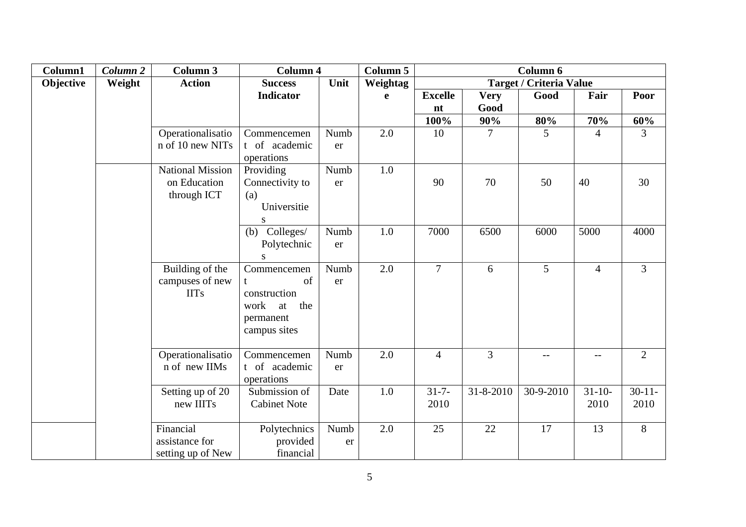| Column1 | *Column 2* | Column 3 | Column 4 | | Column 5 | Column 6 | | | | |
|---|---|---|---|---|---|---|---|---|---|---|
| **Objective** | **Weight** | **Action** | **Success Indicator** | **Unit** | **Weightage** | **Target / Criteria Value** | | | | |
| | | | | | | **Excellent** | **Very Good** | **Good** | **Fair** | **Poor** |
| | | | | | | **100%** | **90%** | **80%** | **70%** | **60%** |
| | | Operationalisation of 10 new NITs | Commencement of academic operations | Number | 2.0 | 10 | 7 | 5 | 4 | 3 |
| | | National Mission on Education through ICT | Providing Connectivity to (a) Universities | Number | 1.0 | 90 | 70 | 50 | 40 | 30 |
| | | | (b) Colleges/ Polytechnics | Number | 1.0 | 7000 | 6500 | 6000 | 5000 | 4000 |
| | | Building of the campuses of new IITs | Commencement of construction work at the permanent campus sites | Number | 2.0 | 7 | 6 | 5 | 4 | 3 |
| | | Operationalisation of new IIMs | Commencement of academic operations | Number | 2.0 | 4 | 3 | -- | -- | 2 |
| | | Setting up of 20 new IIITs | Submission of Cabinet Note | Date | 1.0 | 31-7-2010 | 31-8-2010 | 30-9-2010 | 31-10-2010 | 30-11-2010 |
| | | Financial assistance for setting up of New | Polytechnics provided financial | Number | 2.0 | 25 | 22 | 17 | 13 | 8 |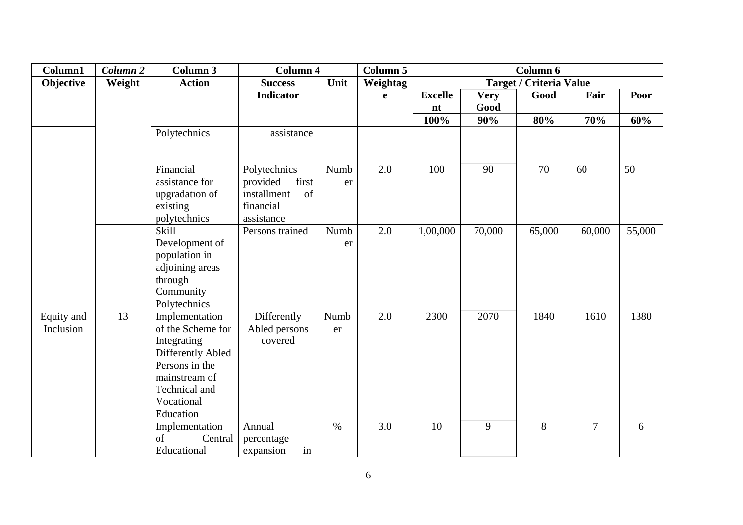| Column1 | *Column 2* | Column 3 | Column 4 | | Column 5 | Column 6 | | | | |
|---|---|---|---|---|---|---|---|---|---|---|
| **Objective** | **Weight** | **Action** | **Success Indicator** | **Unit** | **Weightage** | **Target / Criteria Value** | | | | |
| | | | | | | **Excellent** | **Very Good** | **Good** | **Fair** | **Poor** |
| | | | | | | **100%** | **90%** | **80%** | **70%** | **60%** |
| | | Polytechnics | assistance | | | | | | | |
| | | Financial assistance for upgradation of existing polytechnics | Polytechnics provided first installment of financial assistance | Number | 2.0 | 100 | 90 | 70 | 60 | 50 |
| | | Skill Development of population in adjoining areas through Community Polytechnics | Persons trained | Number | 2.0 | 1,00,000 | 70,000 | 65,000 | 60,000 | 55,000 |
| Equity and Inclusion | 13 | Implementation of the Scheme for Integrating Differently Abled Persons in the mainstream of Technical and Vocational Education | Differently Abled persons covered | Number | 2.0 | 2300 | 2070 | 1840 | 1610 | 1380 |
| | | Implementation of Central Educational | Annual percentage expansion in | % | 3.0 | 10 | 9 | 8 | 7 | 6 |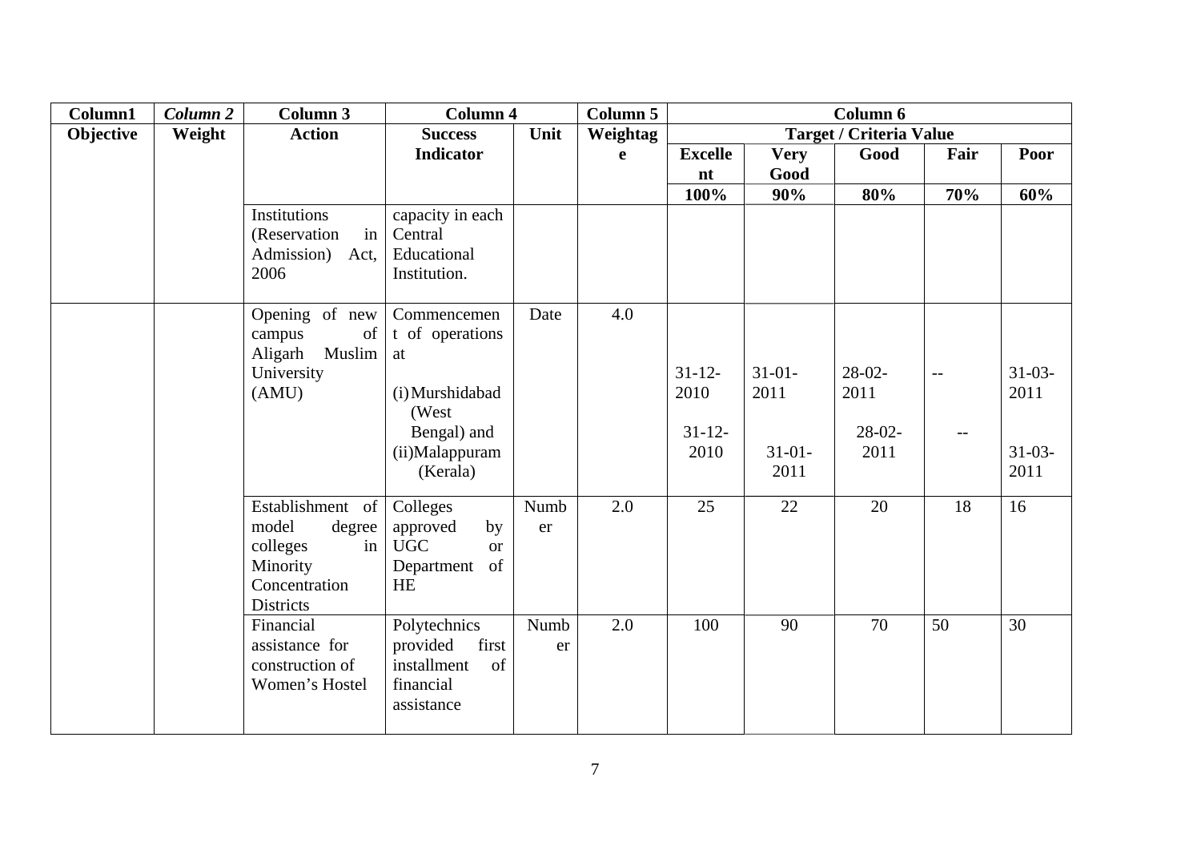| Column1 | *Column 2* | Column 3 | Column 4 | | Column 5 | Column 6 | | | | |
|---|---|---|---|---|---|---|---|---|---|---|
| Objective | Weight | Action | Success Indicator | Unit | Weightage | Target / Criteria Value | | | | |
| | | | | | | Excellent | Very Good | Good | Fair | Poor |
| | | | | | | 100% | 90% | 80% | 70% | 60% |
| | | Institutions (Reservation in Admission) Act, 2006 | capacity in each Central Educational Institution. | | | | | | | |
| | | Opening of new campus of Aligarh Muslim University (AMU) | Commencement of operations at (i) Murshidabad (West Bengal) and (ii) Malappuram (Kerala) | Date | 4.0 | 31-12-2010<br>31-12-2010 | 31-01-2011<br>31-01-2011 | 28-02-2011<br>28-02-2011 | --<br>-- | 31-03-2011<br>31-03-2011 |
| | | Establishment of model degree colleges in Minority Concentration Districts | Colleges approved by UGC or Department of HE | Number | 2.0 | 25 | 22 | 20 | 18 | 16 |
| | | Financial assistance for construction of Women's Hostel | Polytechnics provided first installment of financial assistance | Number | 2.0 | 100 | 90 | 70 | 50 | 30 |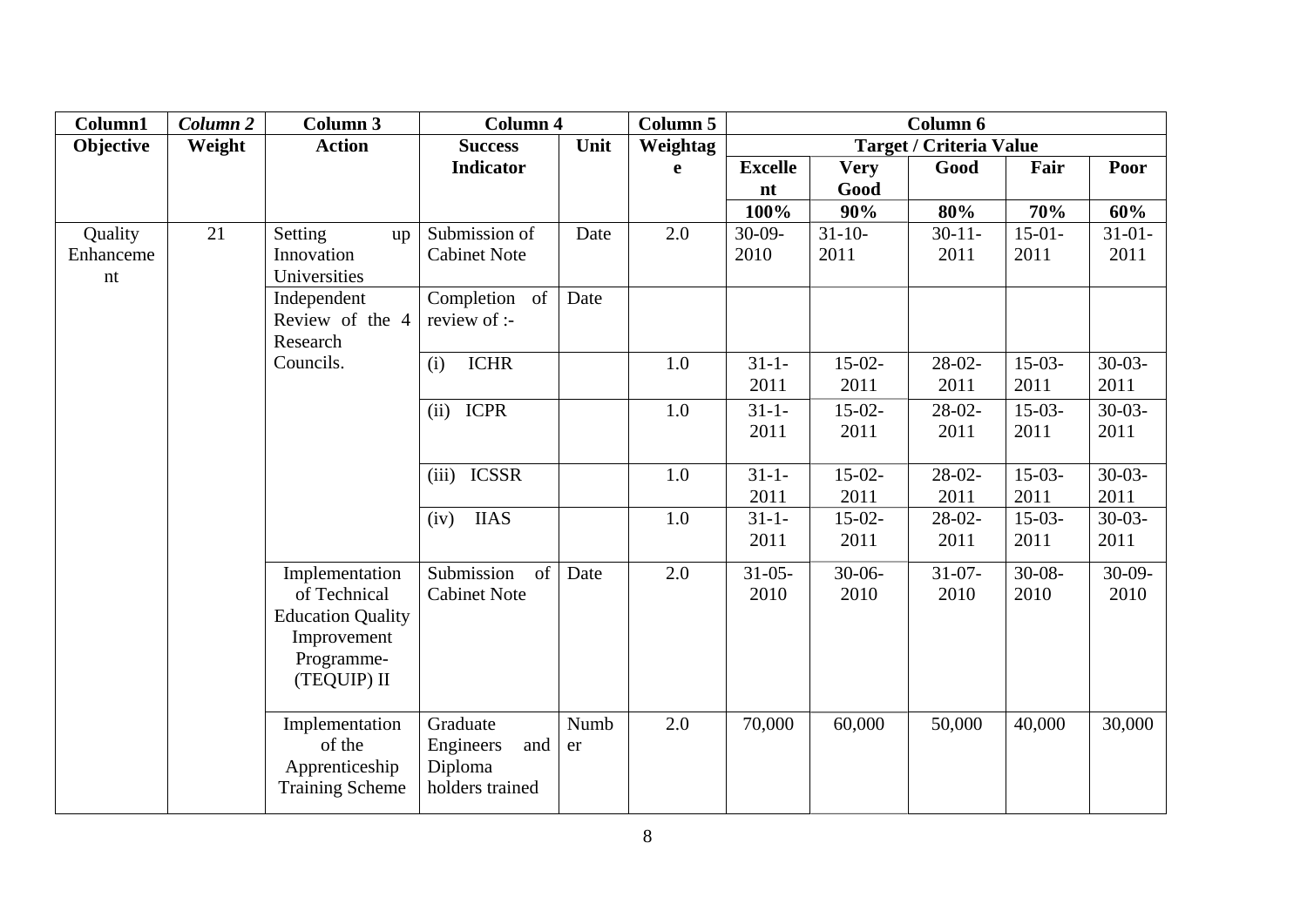| Column1 | Column 2 | Column 3 | Column 4 | | Column 5 | Column 6 | | | | |
|---|---|---|---|---|---|---|---|---|---|---|
| Objective | Weight | Action | Success Indicator | Unit | Weightage | Target / Criteria Value | | | | |
| | | | | | | Excellent | Very Good | Good | Fair | Poor |
| | | | | | | 100% | 90% | 80% | 70% | 60% |
| Quality Enhancement | 21 | Setting up Innovation Universities | Submission of Cabinet Note | Date | 2.0 | 30-09-2010 | 31-10-2011 | 30-11-2011 | 15-01-2011 | 31-01-2011 |
| | | Independent Review of the 4 Research Councils. | Completion of review of :- | Date | | | | | | |
| | | | (i) ICHR | | 1.0 | 31-1-2011 | 15-02-2011 | 28-02-2011 | 15-03-2011 | 30-03-2011 |
| | | | (ii) ICPR | | 1.0 | 31-1-2011 | 15-02-2011 | 28-02-2011 | 15-03-2011 | 30-03-2011 |
| | | | (iii) ICSSR | | 1.0 | 31-1-2011 | 15-02-2011 | 28-02-2011 | 15-03-2011 | 30-03-2011 |
| | | | (iv) IIAS | | 1.0 | 31-1-2011 | 15-02-2011 | 28-02-2011 | 15-03-2011 | 30-03-2011 |
| | | Implementation of Technical Education Quality Improvement Programme-(TEQUIP) II | Submission of Cabinet Note | Date | 2.0 | 31-05-2010 | 30-06-2010 | 31-07-2010 | 30-08-2010 | 30-09-2010 |
| | | Implementation of the Apprenticeship Training Scheme | Graduate Engineers and Diploma holders trained | Number | 2.0 | 70,000 | 60,000 | 50,000 | 40,000 | 30,000 |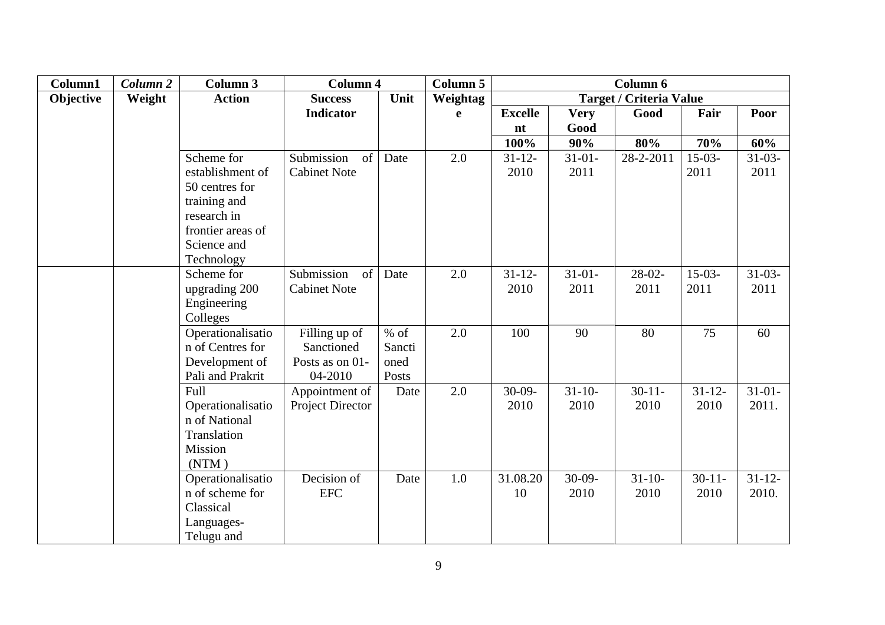| Column1 | *Column 2* | Column 3 | Column 4 | | Column 5 | Column 6 | | | | |
|---|---|---|---|---|---|---|---|---|---|---|
| **Objective** | **Weight** | **Action** | **Success Indicator** | **Unit** | **Weightage** | **Target / Criteria Value** | | | | |
| | | | | | | **Excellent** | **Very Good** | **Good** | **Fair** | **Poor** |
| | | | | | | **100%** | **90%** | **80%** | **70%** | **60%** |
| | | Scheme for establishment of 50 centres for training and research in frontier areas of Science and Technology | Submission of Cabinet Note | Date | 2.0 | 31-12-2010 | 31-01-2011 | 28-2-2011 | 15-03-2011 | 31-03-2011 |
| | | Scheme for upgrading 200 Engineering Colleges | Submission of Cabinet Note | Date | 2.0 | 31-12-2010 | 31-01-2011 | 28-02-2011 | 15-03-2011 | 31-03-2011 |
| | | Operationalisation of Centres for Development of Pali and Prakrit | Filling up of Sanctioned Posts as on 01-04-2010 | % of Sanctioned Posts | 2.0 | 100 | 90 | 80 | 75 | 60 |
| | | Full Operationalisation of National Translation Mission (NTM ) | Appointment of Project Director | Date | 2.0 | 30-09-2010 | 31-10-2010 | 30-11-2010 | 31-12-2010 | 31-01-2011. |
| | | Operationalisation of scheme for Classical Languages-Telugu and | Decision of EFC | Date | 1.0 | 31.08.2010 | 30-09-2010 | 31-10-2010 | 30-11-2010 | 31-12-2010. |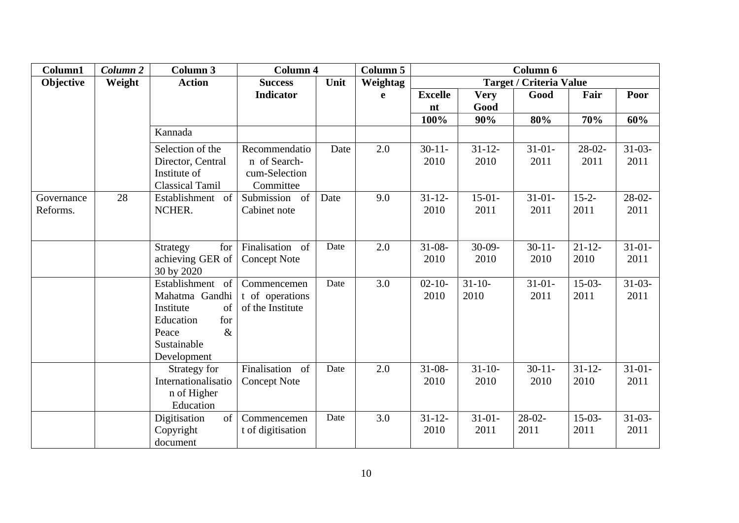| Column1 | *Column 2* | Column 3 | Column 4 | | Column 5 | Column 6 | | | | |
|---|---|---|---|---|---|---|---|---|---|---|
| Objective | Weight | Action | Success Indicator | Unit | Weightage | Target / Criteria Value | | | | |
| | | | | | | Excellent | Very Good | Good | Fair | Poor |
| | | | | | | 100% | 90% | 80% | 70% | 60% |
| | | Kannada | | | | | | | | |
| | | Selection of the Director, Central Institute of Classical Tamil | Recommendation of Search-cum-Selection Committee | Date | 2.0 | 30-11-2010 | 31-12-2010 | 31-01-2011 | 28-02-2011 | 31-03-2011 |
| Governance Reforms. | 28 | Establishment of NCHER. | Submission of Cabinet note | Date | 9.0 | 31-12-2010 | 15-01-2011 | 31-01-2011 | 15-2-2011 | 28-02-2011 |
| | | Strategy for achieving GER of 30 by 2020 | Finalisation of Concept Note | Date | 2.0 | 31-08-2010 | 30-09-2010 | 30-11-2010 | 21-12-2010 | 31-01-2011 |
| | | Establishment of Mahatma Gandhi Institute of Education for Peace & Sustainable Development | Commencement of operations of the Institute | Date | 3.0 | 02-10-2010 | 31-10-2010 | 31-01-2011 | 15-03-2011 | 31-03-2011 |
| | | Strategy for Internationalisation of Higher Education | Finalisation of Concept Note | Date | 2.0 | 31-08-2010 | 31-10-2010 | 30-11-2010 | 31-12-2010 | 31-01-2011 |
| | | Digitisation of Copyright document | Commencement of digitisation | Date | 3.0 | 31-12-2010 | 31-01-2011 | 28-02-2011 | 15-03-2011 | 31-03-2011 |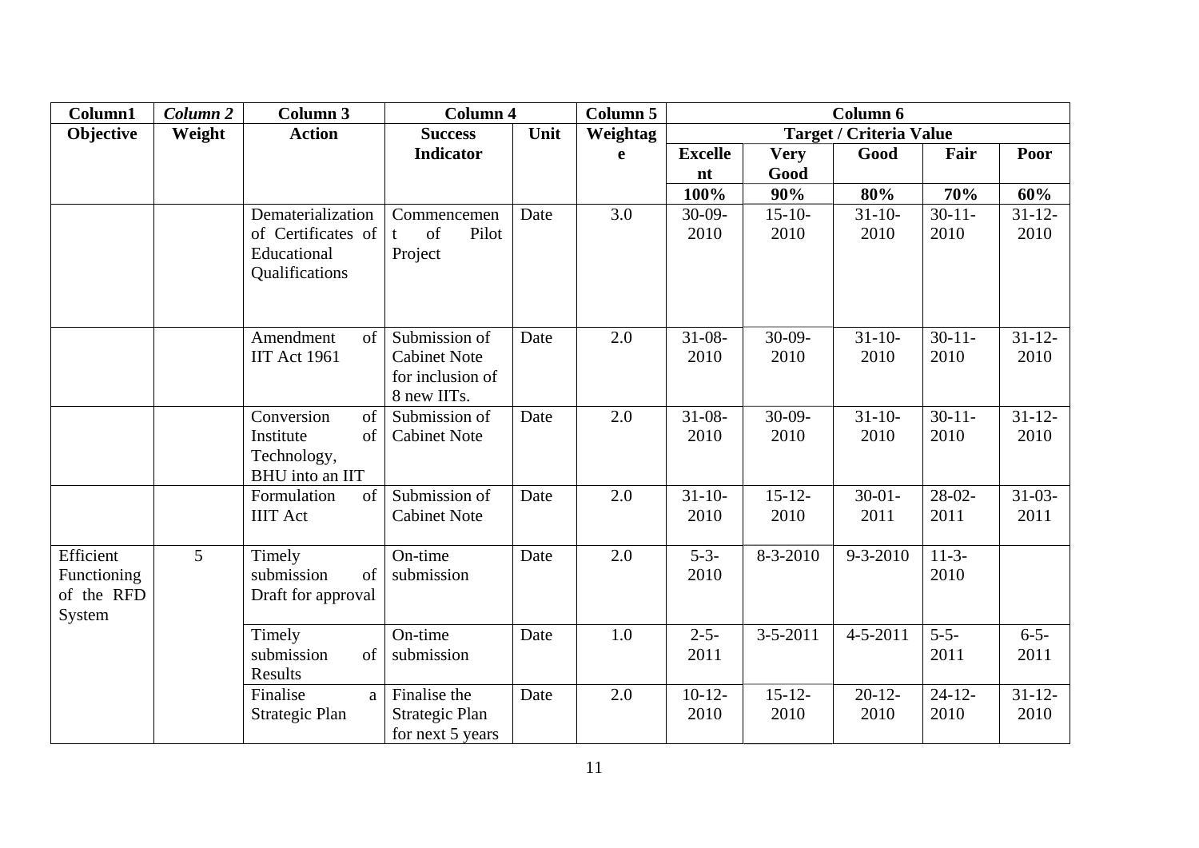| Column1 | Column 2 | Column 3 | Column 4 | | Column 5 | Column 6 | | | | |
|---|---|---|---|---|---|---|---|---|---|---|
| Objective | Weight | Action | Success Indicator | Unit | Weightage | Target / Criteria Value | | | | |
| | | | | | | Excellent | Very Good | Good | Fair | Poor |
| | | | | | | 100% | 90% | 80% | 70% | 60% |
| | | Dematerialization of Certificates of Educational Qualifications | Commencement of Pilot Project | Date | 3.0 | 30-09-2010 | 15-10-2010 | 31-10-2010 | 30-11-2010 | 31-12-2010 |
| | | Amendment of IIT Act 1961 | Submission of Cabinet Note for inclusion of 8 new IITs. | Date | 2.0 | 31-08-2010 | 30-09-2010 | 31-10-2010 | 30-11-2010 | 31-12-2010 |
| | | Conversion of Institute of Technology, BHU into an IIT | Submission of Cabinet Note | Date | 2.0 | 31-08-2010 | 30-09-2010 | 31-10-2010 | 30-11-2010 | 31-12-2010 |
| | | Formulation of IIIT Act | Submission of Cabinet Note | Date | 2.0 | 31-10-2010 | 15-12-2010 | 30-01-2011 | 28-02-2011 | 31-03-2011 |
| Efficient Functioning of the RFD System | 5 | Timely submission of Draft for approval | On-time submission | Date | 2.0 | 5-3-2010 | 8-3-2010 | 9-3-2010 | 11-3-2010 | |
| | | Timely submission of Results | On-time submission | Date | 1.0 | 2-5-2011 | 3-5-2011 | 4-5-2011 | 5-5-2011 | 6-5-2011 |
| | | Finalise a Strategic Plan | Finalise the Strategic Plan for next 5 years | Date | 2.0 | 10-12-2010 | 15-12-2010 | 20-12-2010 | 24-12-2010 | 31-12-2010 |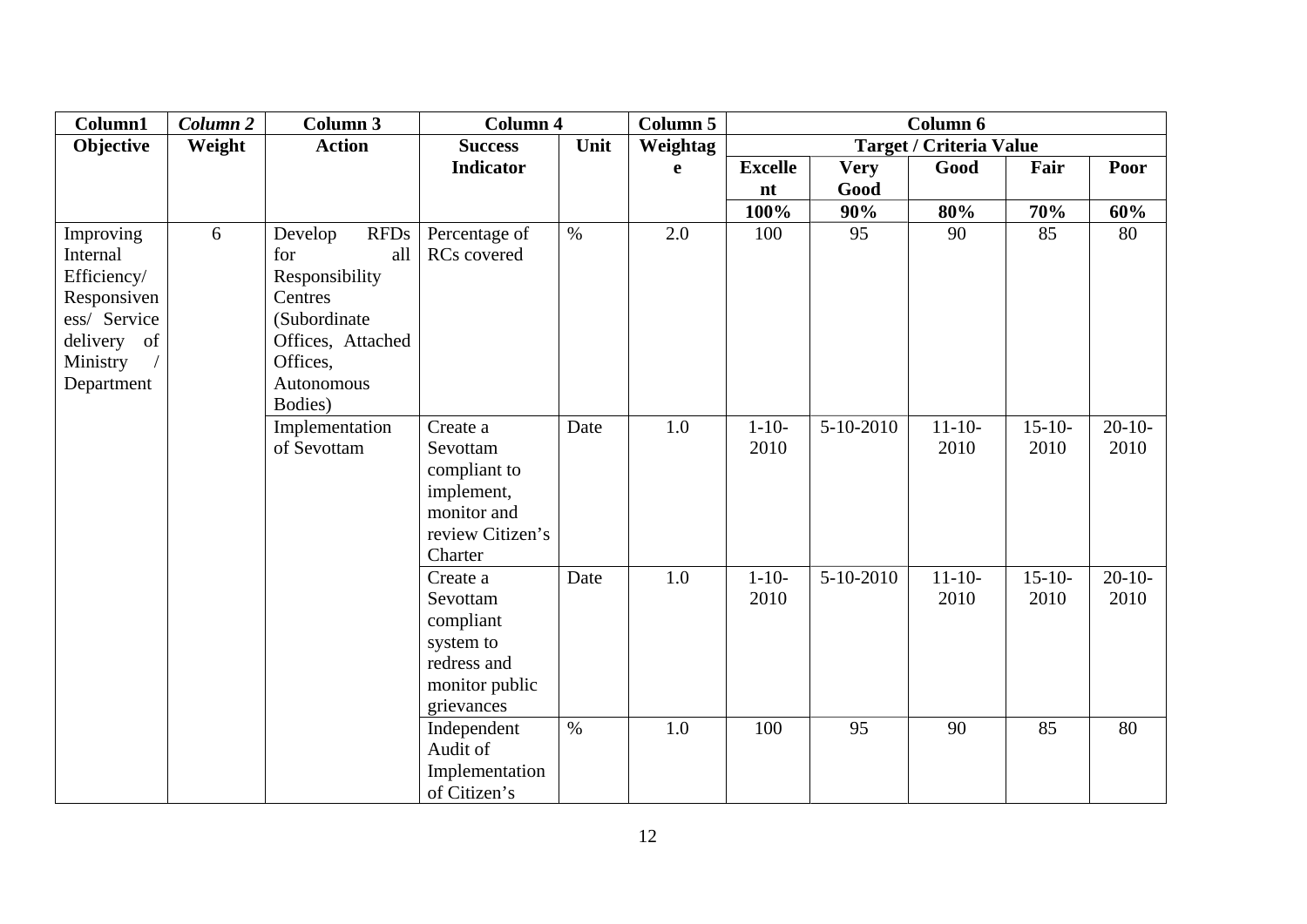| Column1 | *Column 2* | Column 3 | Column 4 | | Column 5 | Column 6 | | | | |
|---|---|---|---|---|---|---|---|---|---|---|
| **Objective** | **Weight** | **Action** | **Success Indicator** | **Unit** | **Weightage** | **Target / Criteria Value** | | | | |
| | | | | | | **Excellent** | **Very Good** | **Good** | **Fair** | **Poor** |
| | | | | | | **100%** | **90%** | **80%** | **70%** | **60%** |
| Improving Internal Efficiency/ Responsiveness/ Service delivery of Ministry / Department | 6 | Develop RFDs for all Responsibility Centres (Subordinate Offices, Attached Offices, Autonomous Bodies) | Percentage of RCs covered | % | 2.0 | 100 | 95 | 90 | 85 | 80 |
| | | Implementation of Sevottam | Create a Sevottam compliant to implement, monitor and review Citizen's Charter | Date | 1.0 | 1-10-2010 | 5-10-2010 | 11-10-2010 | 15-10-2010 | 20-10-2010 |
| | | | Create a Sevottam compliant system to redress and monitor public grievances | Date | 1.0 | 1-10-2010 | 5-10-2010 | 11-10-2010 | 15-10-2010 | 20-10-2010 |
| | | | Independent Audit of Implementation of Citizen's | % | 1.0 | 100 | 95 | 90 | 85 | 80 |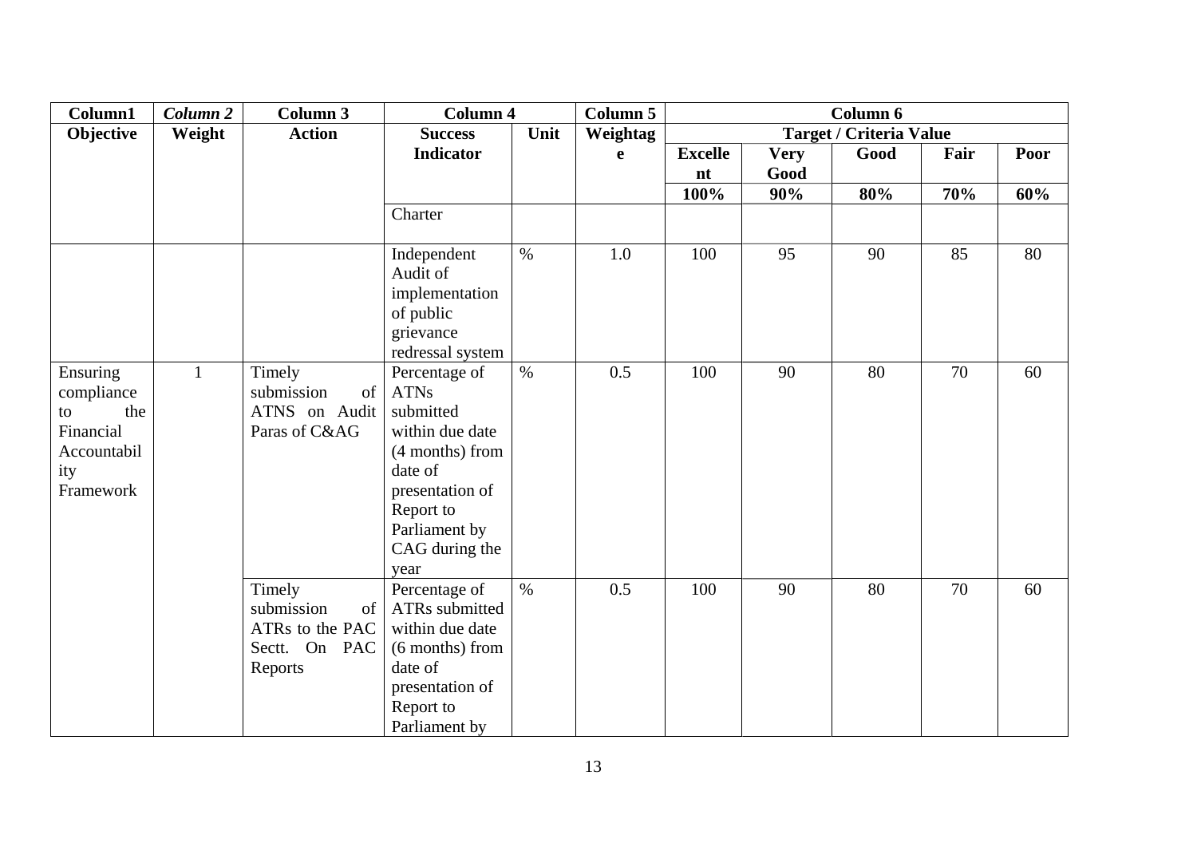| Column1 | *Column 2* | Column 3 | Column 4 | | Column 5 | Column 6 | | | | |
|---|---|---|---|---|---|---|---|---|---|---|
| **Objective** | **Weight** | **Action** | **Success Indicator** | **Unit** | **Weightage** | **Target / Criteria Value** | | | | |
| | | | | | | **Excellent** | **Very Good** | **Good** | **Fair** | **Poor** |
| | | | | | | **100%** | **90%** | **80%** | **70%** | **60%** |
| | | | Charter | | | | | | | |
| | | | Independent Audit of implementation of public grievance redressal system | % | 1.0 | 100 | 95 | 90 | 85 | 80 |
| Ensuring compliance to the Financial Accountability Framework | 1 | Timely submission of ATNS on Audit Paras of C&AG | Percentage of ATNs submitted within due date (4 months) from date of presentation of Report to Parliament by CAG during the year | % | 0.5 | 100 | 90 | 80 | 70 | 60 |
| | | Timely submission of ATRs to the PAC Sectt. On PAC Reports | Percentage of ATRs submitted within due date (6 months) from date of presentation of Report to Parliament by | % | 0.5 | 100 | 90 | 80 | 70 | 60 |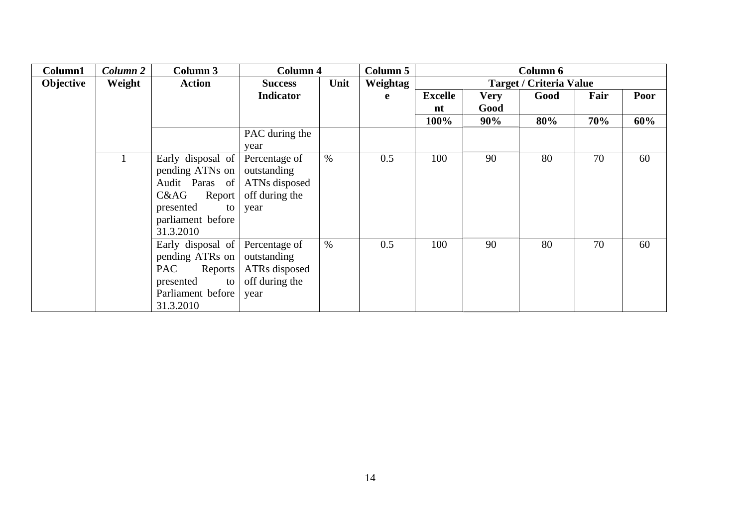| Column1 | *Column 2* | Column 3 | Column 4 | | Column 5 | Column 6 | | | | |
|---|---|---|---|---|---|---|---|---|---|---|
| **Objective** | **Weight** | **Action** | **Success Indicator** | **Unit** | **Weightage** | **Target / Criteria Value** | | | | |
| | | | | | | **Excellent** | **Very Good** | **Good** | **Fair** | **Poor** |
| | | | | | | **100%** | **90%** | **80%** | **70%** | **60%** |
| | | | PAC during the year | | | | | | | |
| | 1 | Early disposal of pending ATNs on Audit Paras of C&AG Report presented to parliament before 31.3.2010 | Percentage of outstanding ATNs disposed off during the year | % | 0.5 | 100 | 90 | 80 | 70 | 60 |
| | | Early disposal of pending ATRs on PAC Reports presented to Parliament before 31.3.2010 | Percentage of outstanding ATRs disposed off during the year | % | 0.5 | 100 | 90 | 80 | 70 | 60 |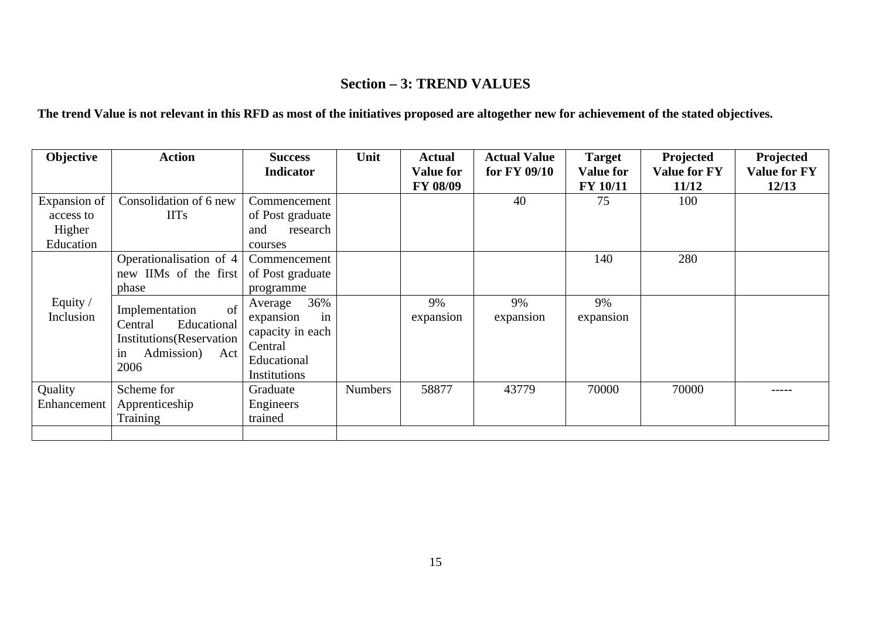## Section – 3: TREND VALUES

**The trend Value is not relevant in this RFD as most of the initiatives proposed are altogether new for achievement of the stated objectives.**

| Objective | Action | Success Indicator | Unit | Actual Value for FY 08/09 | Actual Value for FY 09/10 | Target Value for FY 10/11 | Projected Value for FY 11/12 | Projected Value for FY 12/13 |
|---|---|---|---|---|---|---|---|---|
| Expansion of access to Higher Education | Consolidation of 6 new IITs | Commencement of Post graduate and research courses | | | 40 | 75 | 100 | |
| Equity / Inclusion | Operationalisation of 4 new IIMs of the first phase | Commencement of Post graduate programme | | | | 140 | 280 | |
| | Implementation of Central Educational Institutions(Reservation in Admission) Act 2006 | Average 36% expansion in capacity in each Central Educational Institutions | | 9% expansion | 9% expansion | 9% expansion | | |
| Quality Enhancement | Scheme for Apprenticeship Training | Graduate Engineers trained | Numbers | 58877 | 43779 | 70000 | 70000 | ----- |
| | | | | | | | | |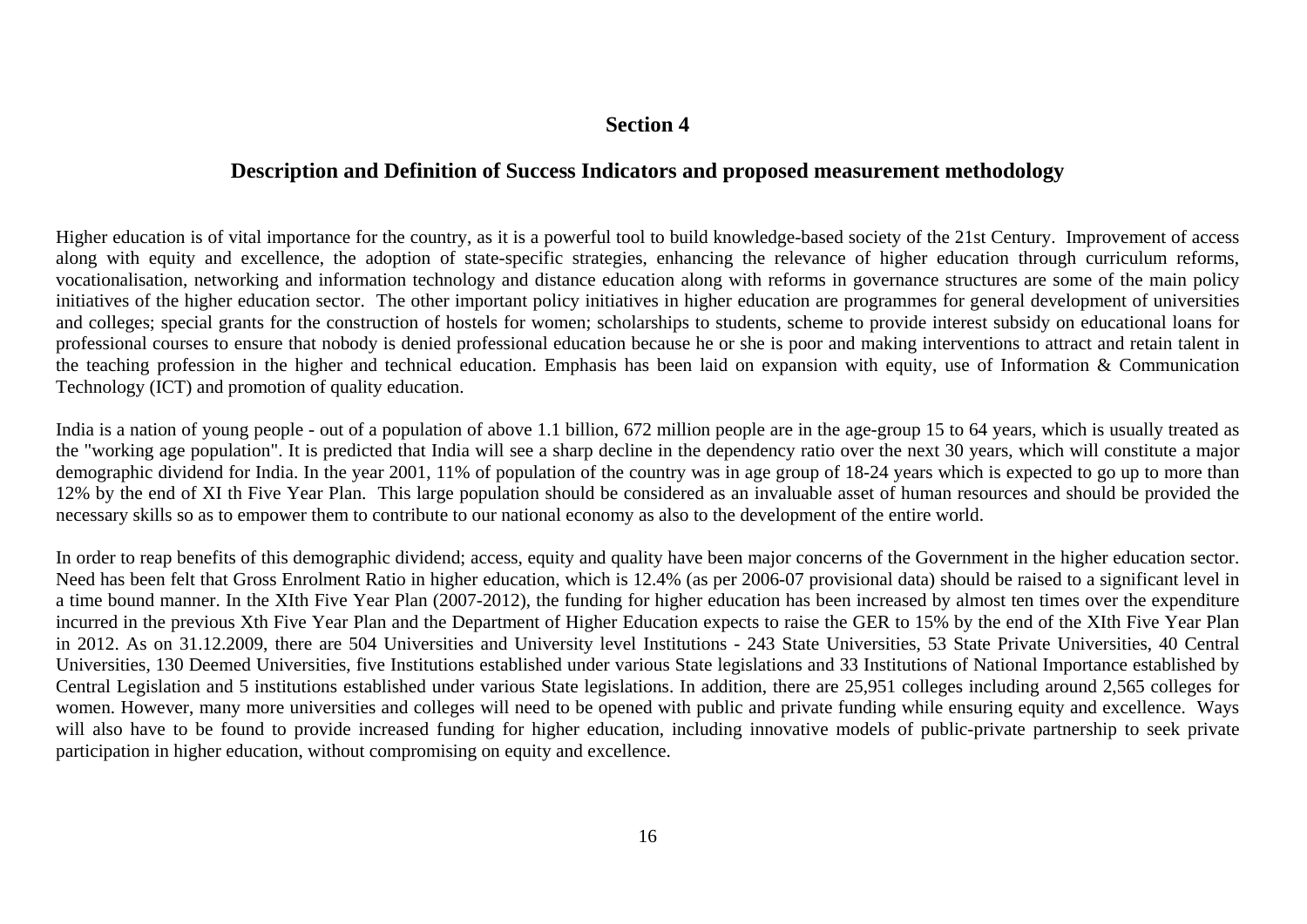## Section 4

## Description and Definition of Success Indicators and proposed measurement methodology

Higher education is of vital importance for the country, as it is a powerful tool to build knowledge-based society of the 21st Century. Improvement of access along with equity and excellence, the adoption of state-specific strategies, enhancing the relevance of higher education through curriculum reforms, vocationalisation, networking and information technology and distance education along with reforms in governance structures are some of the main policy initiatives of the higher education sector. The other important policy initiatives in higher education are programmes for general development of universities and colleges; special grants for the construction of hostels for women; scholarships to students, scheme to provide interest subsidy on educational loans for professional courses to ensure that nobody is denied professional education because he or she is poor and making interventions to attract and retain talent in the teaching profession in the higher and technical education. Emphasis has been laid on expansion with equity, use of Information & Communication Technology (ICT) and promotion of quality education.

India is a nation of young people - out of a population of above 1.1 billion, 672 million people are in the age-group 15 to 64 years, which is usually treated as the "working age population". It is predicted that India will see a sharp decline in the dependency ratio over the next 30 years, which will constitute a major demographic dividend for India. In the year 2001, 11% of population of the country was in age group of 18-24 years which is expected to go up to more than 12% by the end of XI th Five Year Plan. This large population should be considered as an invaluable asset of human resources and should be provided the necessary skills so as to empower them to contribute to our national economy as also to the development of the entire world.

In order to reap benefits of this demographic dividend; access, equity and quality have been major concerns of the Government in the higher education sector. Need has been felt that Gross Enrolment Ratio in higher education, which is 12.4% (as per 2006-07 provisional data) should be raised to a significant level in a time bound manner. In the XIth Five Year Plan (2007-2012), the funding for higher education has been increased by almost ten times over the expenditure incurred in the previous Xth Five Year Plan and the Department of Higher Education expects to raise the GER to 15% by the end of the XIth Five Year Plan in 2012. As on 31.12.2009, there are 504 Universities and University level Institutions - 243 State Universities, 53 State Private Universities, 40 Central Universities, 130 Deemed Universities, five Institutions established under various State legislations and 33 Institutions of National Importance established by Central Legislation and 5 institutions established under various State legislations. In addition, there are 25,951 colleges including around 2,565 colleges for women. However, many more universities and colleges will need to be opened with public and private funding while ensuring equity and excellence. Ways will also have to be found to provide increased funding for higher education, including innovative models of public-private partnership to seek private participation in higher education, without compromising on equity and excellence.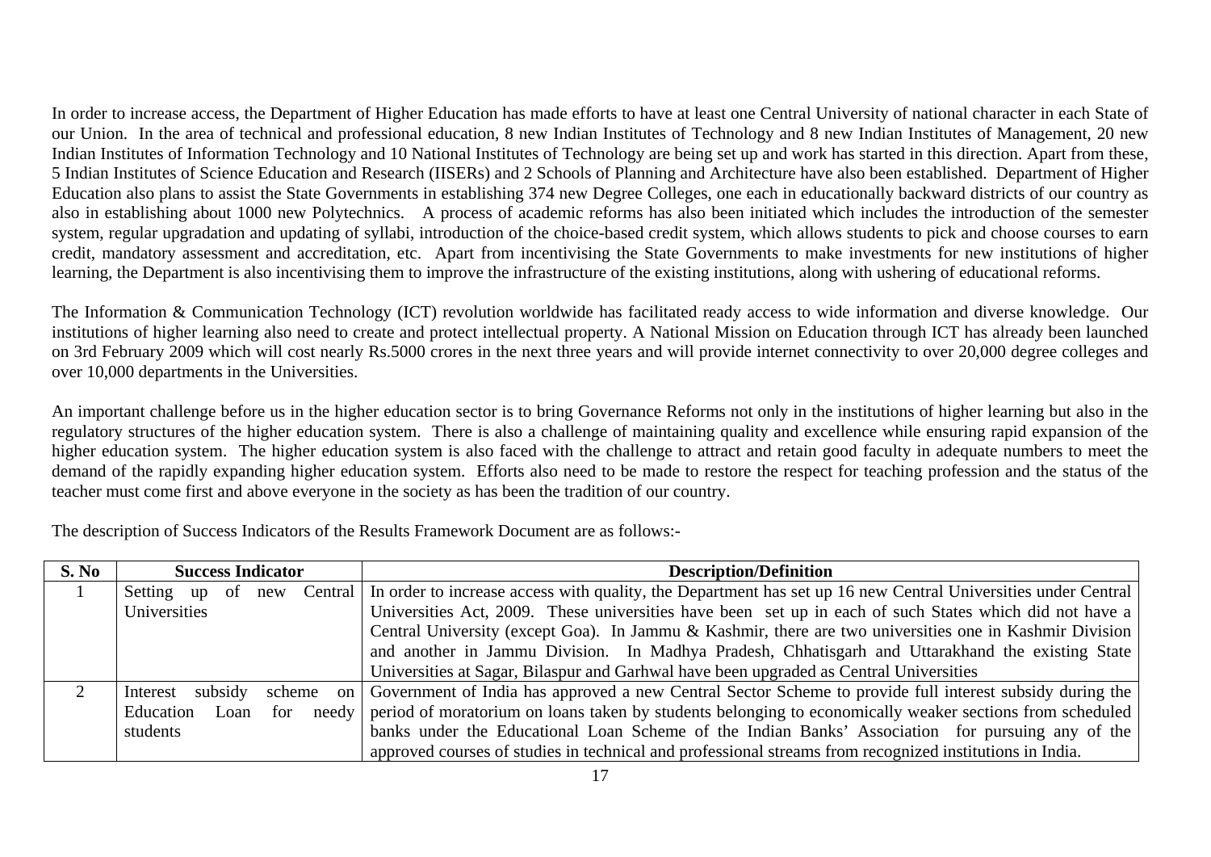In order to increase access, the Department of Higher Education has made efforts to have at least one Central University of national character in each State of our Union. In the area of technical and professional education, 8 new Indian Institutes of Technology and 8 new Indian Institutes of Management, 20 new Indian Institutes of Information Technology and 10 National Institutes of Technology are being set up and work has started in this direction. Apart from these, 5 Indian Institutes of Science Education and Research (IISERs) and 2 Schools of Planning and Architecture have also been established. Department of Higher Education also plans to assist the State Governments in establishing 374 new Degree Colleges, one each in educationally backward districts of our country as also in establishing about 1000 new Polytechnics. A process of academic reforms has also been initiated which includes the introduction of the semester system, regular upgradation and updating of syllabi, introduction of the choice-based credit system, which allows students to pick and choose courses to earn credit, mandatory assessment and accreditation, etc. Apart from incentivising the State Governments to make investments for new institutions of higher learning, the Department is also incentivising them to improve the infrastructure of the existing institutions, along with ushering of educational reforms.

The Information & Communication Technology (ICT) revolution worldwide has facilitated ready access to wide information and diverse knowledge. Our institutions of higher learning also need to create and protect intellectual property. A National Mission on Education through ICT has already been launched on 3rd February 2009 which will cost nearly Rs.5000 crores in the next three years and will provide internet connectivity to over 20,000 degree colleges and over 10,000 departments in the Universities.

An important challenge before us in the higher education sector is to bring Governance Reforms not only in the institutions of higher learning but also in the regulatory structures of the higher education system. There is also a challenge of maintaining quality and excellence while ensuring rapid expansion of the higher education system. The higher education system is also faced with the challenge to attract and retain good faculty in adequate numbers to meet the demand of the rapidly expanding higher education system. Efforts also need to be made to restore the respect for teaching profession and the status of the teacher must come first and above everyone in the society as has been the tradition of our country.

The description of Success Indicators of the Results Framework Document are as follows:-

| S. No | Success Indicator | Description/Definition |
|---|---|---|
| 1 | Setting up of new Central Universities | In order to increase access with quality, the Department has set up 16 new Central Universities under Central Universities Act, 2009. These universities have been set up in each of such States which did not have a Central University (except Goa). In Jammu & Kashmir, there are two universities one in Kashmir Division and another in Jammu Division. In Madhya Pradesh, Chhatisgarh and Uttarakhand the existing State Universities at Sagar, Bilaspur and Garhwal have been upgraded as Central Universities |
| 2 | Interest subsidy scheme on Education Loan for needy students | Government of India has approved a new Central Sector Scheme to provide full interest subsidy during the period of moratorium on loans taken by students belonging to economically weaker sections from scheduled banks under the Educational Loan Scheme of the Indian Banks' Association for pursuing any of the approved courses of studies in technical and professional streams from recognized institutions in India. |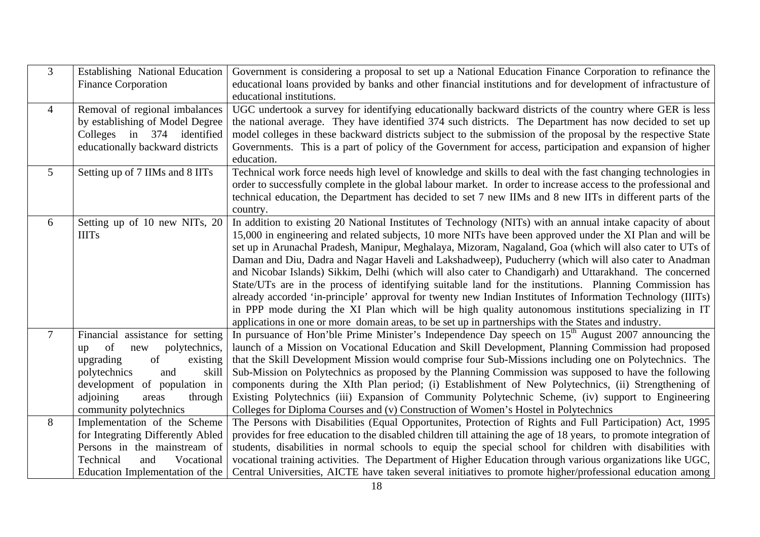| | | |
|---|---|---|
| 3 | Establishing National Education Finance Corporation | Government is considering a proposal to set up a National Education Finance Corporation to refinance the educational loans provided by banks and other financial institutions and for development of infractusture of educational institutions. |
| 4 | Removal of regional imbalances by establishing of Model Degree Colleges in 374 identified educationally backward districts | UGC undertook a survey for identifying educationally backward districts of the country where GER is less the national average. They have identified 374 such districts. The Department has now decided to set up model colleges in these backward districts subject to the submission of the proposal by the respective State Governments. This is a part of policy of the Government for access, participation and expansion of higher education. |
| 5 | Setting up of 7 IIMs and 8 IITs | Technical work force needs high level of knowledge and skills to deal with the fast changing technologies in order to successfully complete in the global labour market. In order to increase access to the professional and technical education, the Department has decided to set 7 new IIMs and 8 new IITs in different parts of the country. |
| 6 | Setting up of 10 new NITs, 20 IIITs | In addition to existing 20 National Institutes of Technology (NITs) with an annual intake capacity of about 15,000 in engineering and related subjects, 10 more NITs have been approved under the XI Plan and will be set up in Arunachal Pradesh, Manipur, Meghalaya, Mizoram, Nagaland, Goa (which will also cater to UTs of Daman and Diu, Dadra and Nagar Haveli and Lakshadweep), Puducherry (which will also cater to Anadman and Nicobar Islands) Sikkim, Delhi (which will also cater to Chandigarh) and Uttarakhand. The concerned State/UTs are in the process of identifying suitable land for the institutions. Planning Commission has already accorded 'in-principle' approval for twenty new Indian Institutes of Information Technology (IIITs) in PPP mode during the XI Plan which will be high quality autonomous institutions specializing in IT applications in one or more domain areas, to be set up in partnerships with the States and industry. |
| 7 | Financial assistance for setting up of new polytechnics, upgrading of existing polytechnics and skill development of population in adjoining areas through community polytechnics | In pursuance of Hon'ble Prime Minister's Independence Day speech on 15th August 2007 announcing the launch of a Mission on Vocational Education and Skill Development, Planning Commission had proposed that the Skill Development Mission would comprise four Sub-Missions including one on Polytechnics. The Sub-Mission on Polytechnics as proposed by the Planning Commission was supposed to have the following components during the XIth Plan period; (i) Establishment of New Polytechnics, (ii) Strengthening of Existing Polytechnics (iii) Expansion of Community Polytechnic Scheme, (iv) support to Engineering Colleges for Diploma Courses and (v) Construction of Women's Hostel in Polytechnics |
| 8 | Implementation of the Scheme for Integrating Differently Abled Persons in the mainstream of Technical and Vocational Education Implementation of the | The Persons with Disabilities (Equal Opportunites, Protection of Rights and Full Participation) Act, 1995 provides for free education to the disabled children till attaining the age of 18 years, to promote integration of students, disabilities in normal schools to equip the special school for children with disabilities with vocational training activities. The Department of Higher Education through various organizations like UGC, Central Universities, AICTE have taken several initiatives to promote higher/professional education among |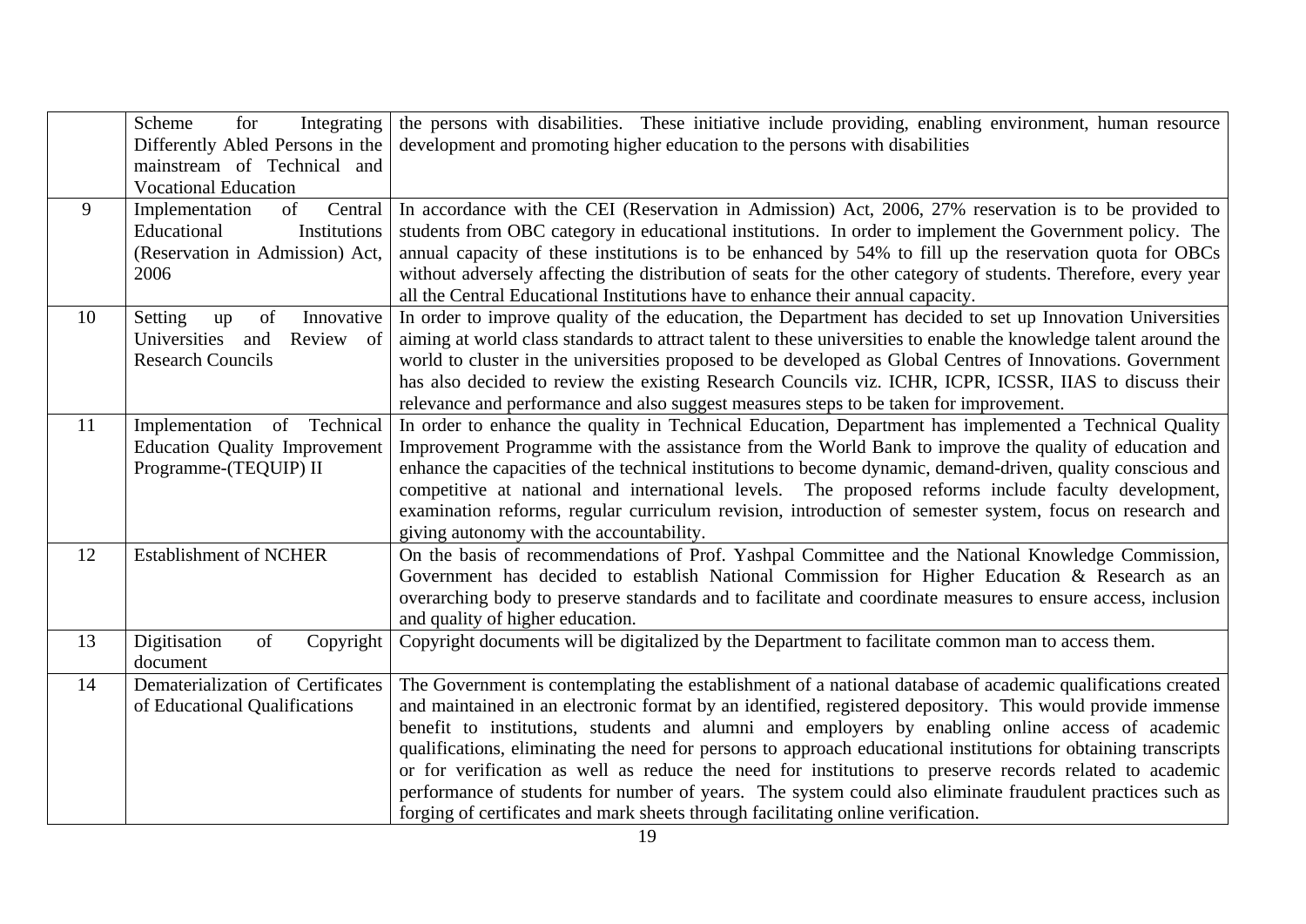|  |  |  |
|---|---|---|
|  | Scheme for Integrating Differently Abled Persons in the mainstream of Technical and Vocational Education | the persons with disabilities. These initiative include providing, enabling environment, human resource development and promoting higher education to the persons with disabilities |
| 9 | Implementation of Central Educational Institutions (Reservation in Admission) Act, 2006 | In accordance with the CEI (Reservation in Admission) Act, 2006, 27% reservation is to be provided to students from OBC category in educational institutions. In order to implement the Government policy. The annual capacity of these institutions is to be enhanced by 54% to fill up the reservation quota for OBCs without adversely affecting the distribution of seats for the other category of students. Therefore, every year all the Central Educational Institutions have to enhance their annual capacity. |
| 10 | Setting up of Innovative Universities and Review of Research Councils | In order to improve quality of the education, the Department has decided to set up Innovation Universities aiming at world class standards to attract talent to these universities to enable the knowledge talent around the world to cluster in the universities proposed to be developed as Global Centres of Innovations. Government has also decided to review the existing Research Councils viz. ICHR, ICPR, ICSSR, IIAS to discuss their relevance and performance and also suggest measures steps to be taken for improvement. |
| 11 | Implementation of Technical Education Quality Improvement Programme-(TEQUIP) II | In order to enhance the quality in Technical Education, Department has implemented a Technical Quality Improvement Programme with the assistance from the World Bank to improve the quality of education and enhance the capacities of the technical institutions to become dynamic, demand-driven, quality conscious and competitive at national and international levels. The proposed reforms include faculty development, examination reforms, regular curriculum revision, introduction of semester system, focus on research and giving autonomy with the accountability. |
| 12 | Establishment of NCHER | On the basis of recommendations of Prof. Yashpal Committee and the National Knowledge Commission, Government has decided to establish National Commission for Higher Education & Research as an overarching body to preserve standards and to facilitate and coordinate measures to ensure access, inclusion and quality of higher education. |
| 13 | Digitisation of Copyright document | Copyright documents will be digitalized by the Department to facilitate common man to access them. |
| 14 | Dematerialization of Certificates of Educational Qualifications | The Government is contemplating the establishment of a national database of academic qualifications created and maintained in an electronic format by an identified, registered depository. This would provide immense benefit to institutions, students and alumni and employers by enabling online access of academic qualifications, eliminating the need for persons to approach educational institutions for obtaining transcripts or for verification as well as reduce the need for institutions to preserve records related to academic performance of students for number of years. The system could also eliminate fraudulent practices such as forging of certificates and mark sheets through facilitating online verification. |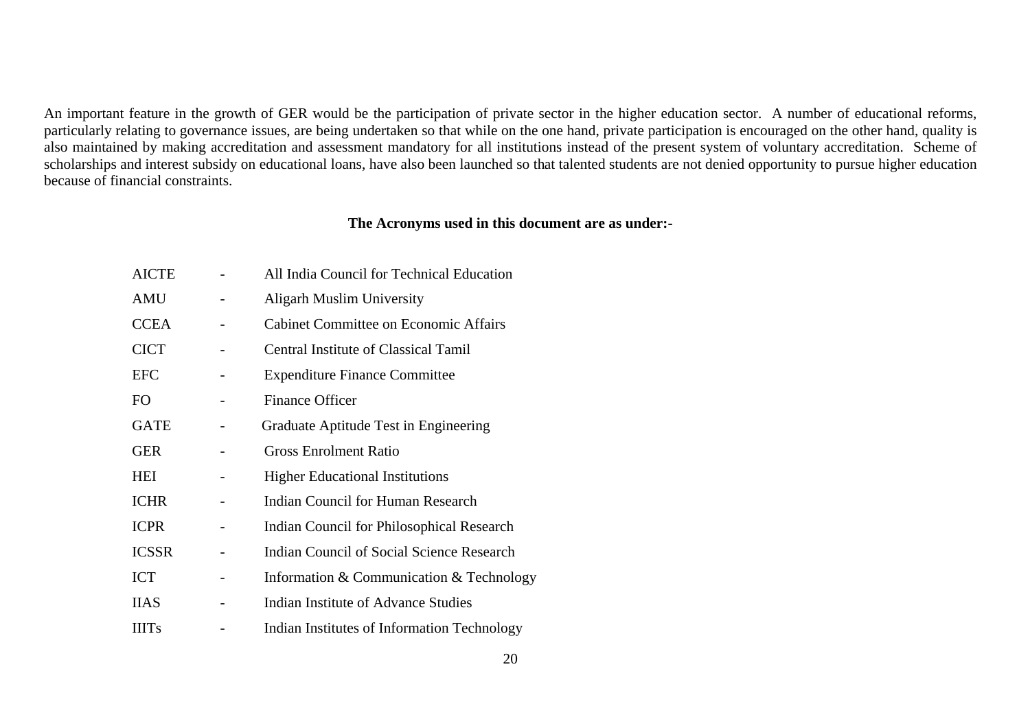An important feature in the growth of GER would be the participation of private sector in the higher education sector. A number of educational reforms, particularly relating to governance issues, are being undertaken so that while on the one hand, private participation is encouraged on the other hand, quality is also maintained by making accreditation and assessment mandatory for all institutions instead of the present system of voluntary accreditation. Scheme of scholarships and interest subsidy on educational loans, have also been launched so that talented students are not denied opportunity to pursue higher education because of financial constraints.

**The Acronyms used in this document are as under:-**

| | | |
|---|---|---|
| AICTE | - | All India Council for Technical Education |
| AMU | - | Aligarh Muslim University |
| CCEA | - | Cabinet Committee on Economic Affairs |
| CICT | - | Central Institute of Classical Tamil |
| EFC | - | Expenditure Finance Committee |
| FO | - | Finance Officer |
| GATE | - | Graduate Aptitude Test in Engineering |
| GER | - | Gross Enrolment Ratio |
| HEI | - | Higher Educational Institutions |
| ICHR | - | Indian Council for Human Research |
| ICPR | - | Indian Council for Philosophical Research |
| ICSSR | - | Indian Council of Social Science Research |
| ICT | - | Information & Communication & Technology |
| IIAS | - | Indian Institute of Advance Studies |
| IIITs | - | Indian Institutes of Information Technology |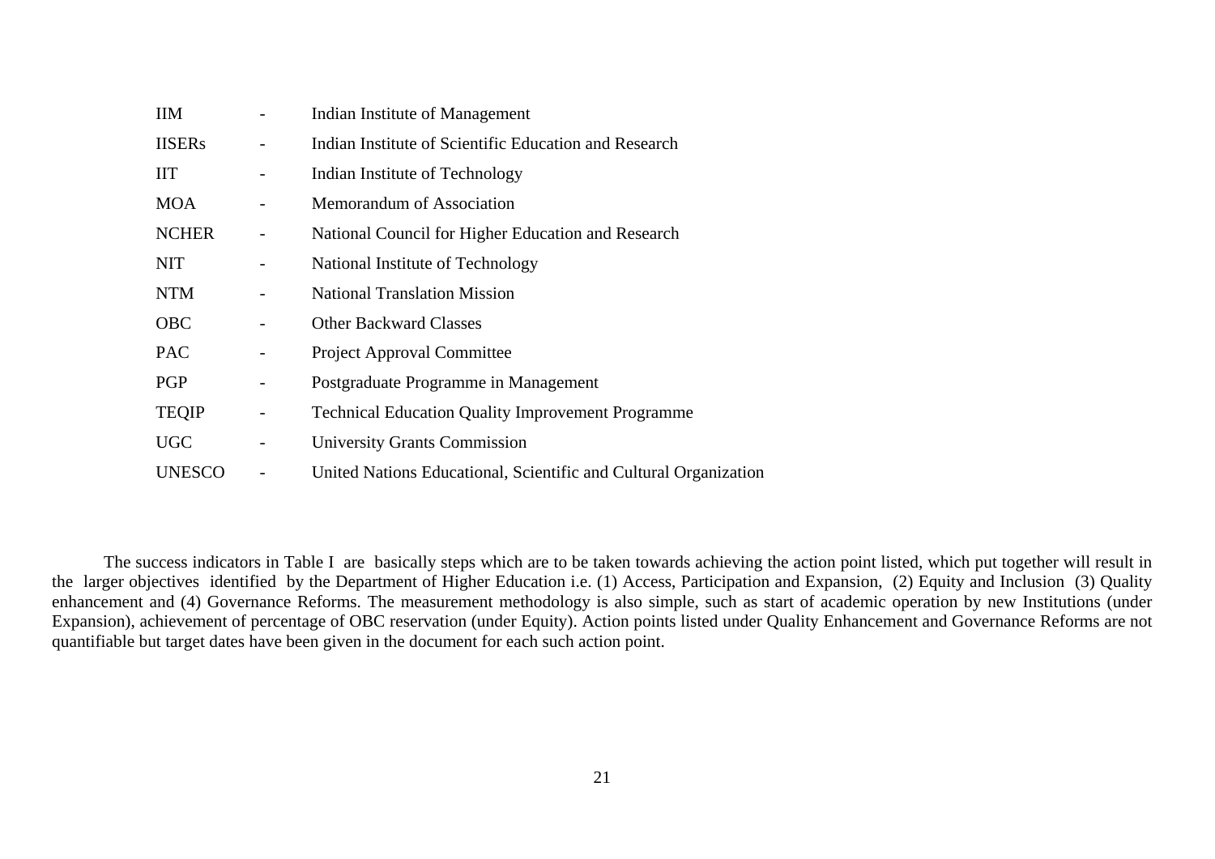| | | |
|---|---|---|
| IIM | - | Indian Institute of Management |
| IISERs | - | Indian Institute of Scientific Education and Research |
| IIT | - | Indian Institute of Technology |
| MOA | - | Memorandum of Association |
| NCHER | - | National Council for Higher Education and Research |
| NIT | - | National Institute of Technology |
| NTM | - | National Translation Mission |
| OBC | - | Other Backward Classes |
| PAC | - | Project Approval Committee |
| PGP | - | Postgraduate Programme in Management |
| TEQIP | - | Technical Education Quality Improvement Programme |
| UGC | - | University Grants Commission |
| UNESCO | - | United Nations Educational, Scientific and Cultural Organization |

The success indicators in Table I are basically steps which are to be taken towards achieving the action point listed, which put together will result in the larger objectives identified by the Department of Higher Education i.e. (1) Access, Participation and Expansion, (2) Equity and Inclusion (3) Quality enhancement and (4) Governance Reforms. The measurement methodology is also simple, such as start of academic operation by new Institutions (under Expansion), achievement of percentage of OBC reservation (under Equity). Action points listed under Quality Enhancement and Governance Reforms are not quantifiable but target dates have been given in the document for each such action point.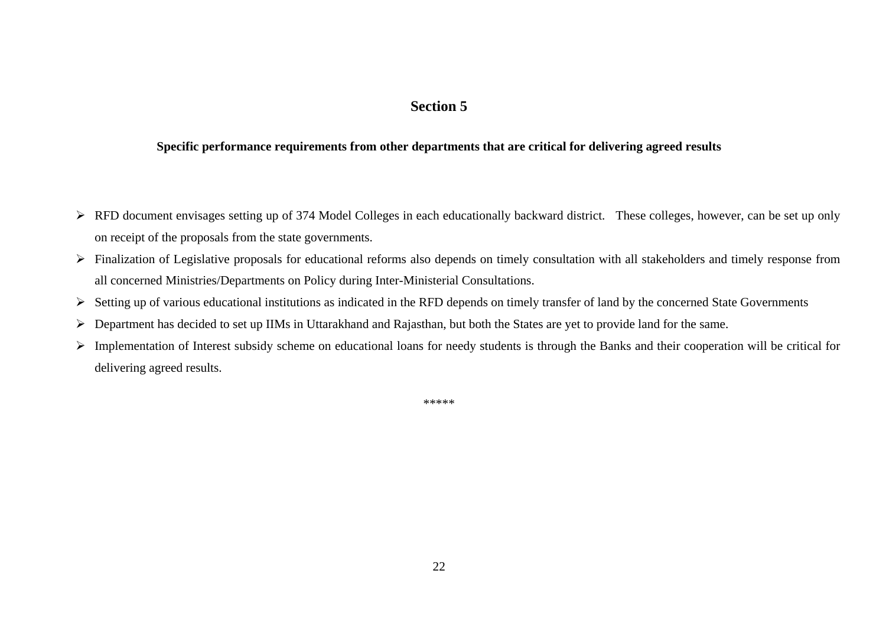## Section 5

**Specific performance requirements from other departments that are critical for delivering agreed results**

- RFD document envisages setting up of 374 Model Colleges in each educationally backward district. These colleges, however, can be set up only on receipt of the proposals from the state governments.
- Finalization of Legislative proposals for educational reforms also depends on timely consultation with all stakeholders and timely response from all concerned Ministries/Departments on Policy during Inter-Ministerial Consultations.
- Setting up of various educational institutions as indicated in the RFD depends on timely transfer of land by the concerned State Governments
- Department has decided to set up IIMs in Uttarakhand and Rajasthan, but both the States are yet to provide land for the same.
- Implementation of Interest subsidy scheme on educational loans for needy students is through the Banks and their cooperation will be critical for delivering agreed results.

*****